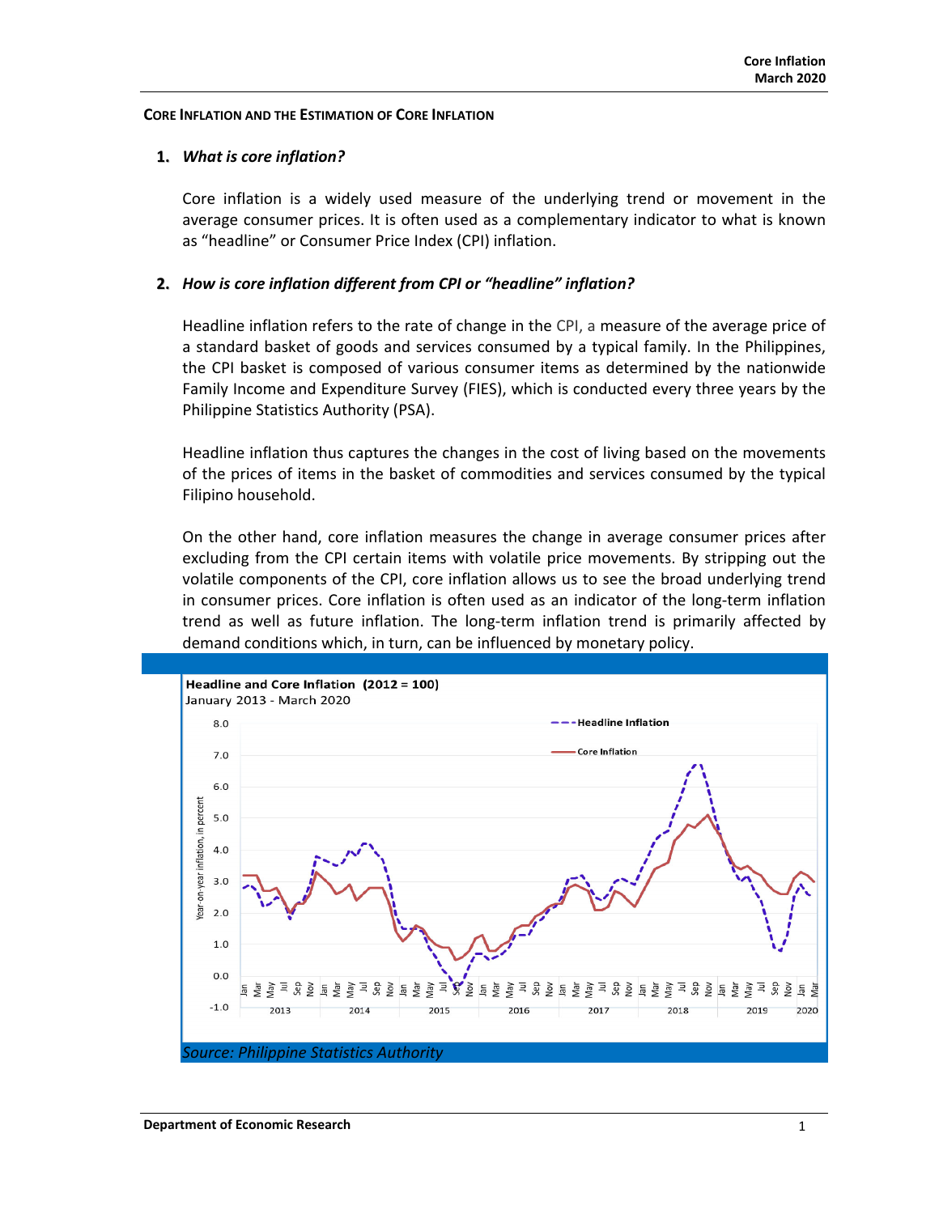## CORE INFLATION AND THE ESTIMATION OF CORE INFLATION

### 1. *What is core inflation?*

Core inflation is a widely used measure of the underlying trend or movement in the average consumer prices. It is often used as a complementary indicator to what is known as "headline" or Consumer Price Index (CPI) inflation.

### 2. *How is core inflation different from CPI or "headline" inflation?*

Headline inflation refers to the rate of change in the CPI, a measure of the average price of a standard basket of goods and services consumed by a typical family. In the Philippines, the CPI basket is composed of various consumer items as determined by the nationwide Family Income and Expenditure Survey (FIES), which is conducted every three years by the Philippine Statistics Authority (PSA).

Headline inflation thus captures the changes in the cost of living based on the movements of the prices of items in the basket of commodities and services consumed by the typical Filipino household.

On the other hand, core inflation measures the change in average consumer prices after excluding from the CPI certain items with volatile price movements. By stripping out the volatile components of the CPI, core inflation allows us to see the broad underlying trend in consumer prices. Core inflation is often used as an indicator of the long-term inflation trend as well as future inflation. The long-term inflation trend is primarily affected by demand conditions which, in turn, can be influenced by monetary policy.

**Headline and Core Inflation (2012 = 100)**
January 2013 - March 2020

*Source: Philippine Statistics Authority*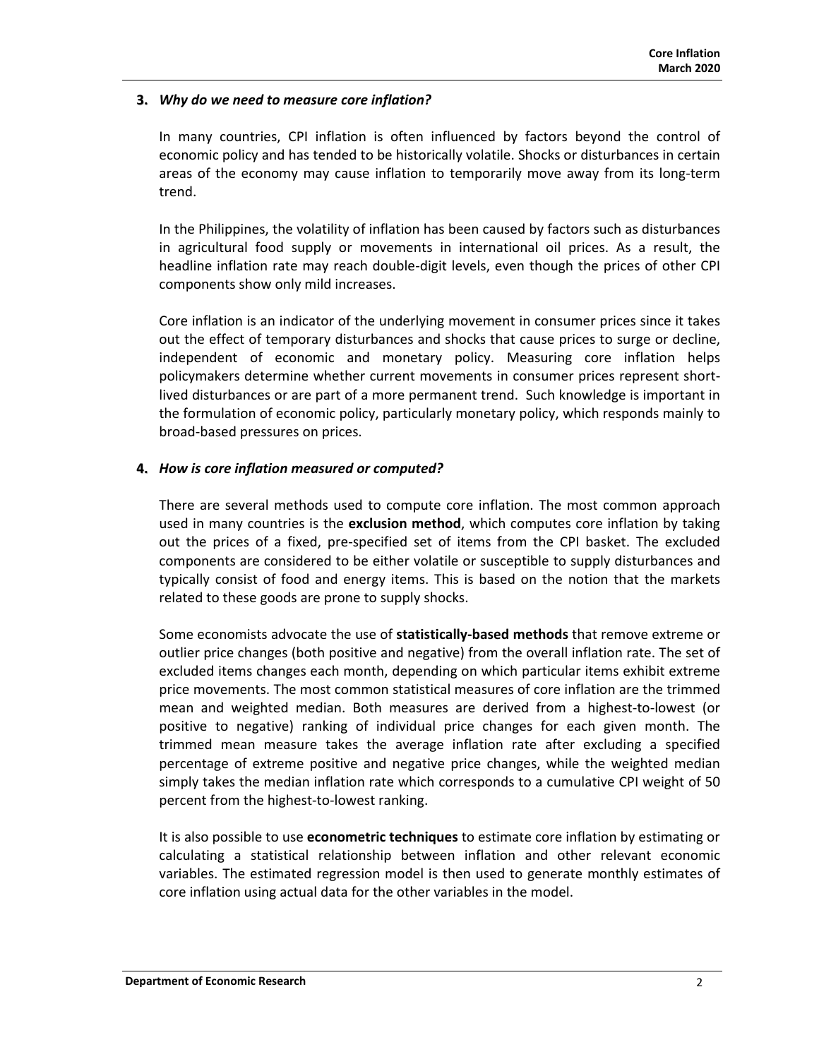### 3. *Why do we need to measure core inflation?*

In many countries, CPI inflation is often influenced by factors beyond the control of economic policy and has tended to be historically volatile. Shocks or disturbances in certain areas of the economy may cause inflation to temporarily move away from its long-term trend.

In the Philippines, the volatility of inflation has been caused by factors such as disturbances in agricultural food supply or movements in international oil prices. As a result, the headline inflation rate may reach double-digit levels, even though the prices of other CPI components show only mild increases.

Core inflation is an indicator of the underlying movement in consumer prices since it takes out the effect of temporary disturbances and shocks that cause prices to surge or decline, independent of economic and monetary policy. Measuring core inflation helps policymakers determine whether current movements in consumer prices represent short-lived disturbances or are part of a more permanent trend. Such knowledge is important in the formulation of economic policy, particularly monetary policy, which responds mainly to broad-based pressures on prices.

### 4. *How is core inflation measured or computed?*

There are several methods used to compute core inflation. The most common approach used in many countries is the **exclusion method**, which computes core inflation by taking out the prices of a fixed, pre-specified set of items from the CPI basket. The excluded components are considered to be either volatile or susceptible to supply disturbances and typically consist of food and energy items. This is based on the notion that the markets related to these goods are prone to supply shocks.

Some economists advocate the use of **statistically-based methods** that remove extreme or outlier price changes (both positive and negative) from the overall inflation rate. The set of excluded items changes each month, depending on which particular items exhibit extreme price movements. The most common statistical measures of core inflation are the trimmed mean and weighted median. Both measures are derived from a highest-to-lowest (or positive to negative) ranking of individual price changes for each given month. The trimmed mean measure takes the average inflation rate after excluding a specified percentage of extreme positive and negative price changes, while the weighted median simply takes the median inflation rate which corresponds to a cumulative CPI weight of 50 percent from the highest-to-lowest ranking.

It is also possible to use **econometric techniques** to estimate core inflation by estimating or calculating a statistical relationship between inflation and other relevant economic variables. The estimated regression model is then used to generate monthly estimates of core inflation using actual data for the other variables in the model.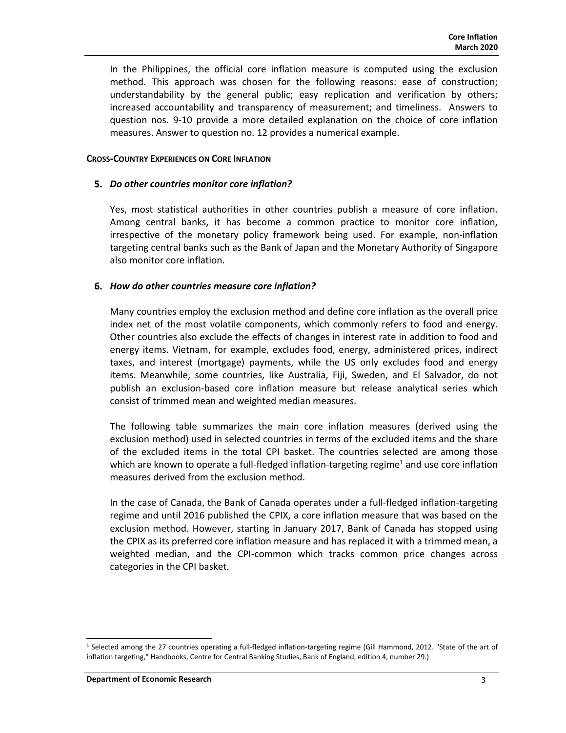In the Philippines, the official core inflation measure is computed using the exclusion method. This approach was chosen for the following reasons: ease of construction; understandability by the general public; easy replication and verification by others; increased accountability and transparency of measurement; and timeliness. Answers to question nos. 9-10 provide a more detailed explanation on the choice of core inflation measures. Answer to question no. 12 provides a numerical example.

## CROSS-COUNTRY EXPERIENCES ON CORE INFLATION

### 5. *Do other countries monitor core inflation?*

Yes, most statistical authorities in other countries publish a measure of core inflation. Among central banks, it has become a common practice to monitor core inflation, irrespective of the monetary policy framework being used. For example, non-inflation targeting central banks such as the Bank of Japan and the Monetary Authority of Singapore also monitor core inflation.

### 6. *How do other countries measure core inflation?*

Many countries employ the exclusion method and define core inflation as the overall price index net of the most volatile components, which commonly refers to food and energy. Other countries also exclude the effects of changes in interest rate in addition to food and energy items. Vietnam, for example, excludes food, energy, administered prices, indirect taxes, and interest (mortgage) payments, while the US only excludes food and energy items. Meanwhile, some countries, like Australia, Fiji, Sweden, and El Salvador, do not publish an exclusion-based core inflation measure but release analytical series which consist of trimmed mean and weighted median measures.

The following table summarizes the main core inflation measures (derived using the exclusion method) used in selected countries in terms of the excluded items and the share of the excluded items in the total CPI basket. The countries selected are among those which are known to operate a full-fledged inflation-targeting regime[1] and use core inflation measures derived from the exclusion method.

In the case of Canada, the Bank of Canada operates under a full-fledged inflation-targeting regime and until 2016 published the CPIX, a core inflation measure that was based on the exclusion method. However, starting in January 2017, Bank of Canada has stopped using the CPIX as its preferred core inflation measure and has replaced it with a trimmed mean, a weighted median, and the CPI-common which tracks common price changes across categories in the CPI basket.

[1] Selected among the 27 countries operating a full-fledged inflation-targeting regime (Gill Hammond, 2012. "State of the art of inflation targeting," Handbooks, Centre for Central Banking Studies, Bank of England, edition 4, number 29.)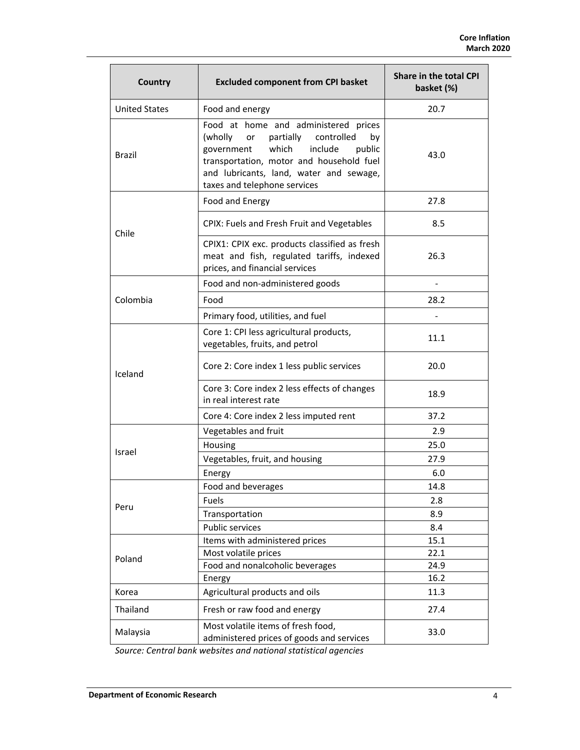| Country | Excluded component from CPI basket | Share in the total CPI basket (%) |
|---|---|---|
| United States | Food and energy | 20.7 |
| Brazil | Food at home and administered prices (wholly or partially controlled by government which include public transportation, motor and household fuel and lubricants, land, water and sewage, taxes and telephone services | 43.0 |
| Chile | Food and Energy | 27.8 |
| | CPIX: Fuels and Fresh Fruit and Vegetables | 8.5 |
| | CPIX1: CPIX exc. products classified as fresh meat and fish, regulated tariffs, indexed prices, and financial services | 26.3 |
| Colombia | Food and non-administered goods | - |
| | Food | 28.2 |
| | Primary food, utilities, and fuel | - |
| Iceland | Core 1: CPI less agricultural products, vegetables, fruits, and petrol | 11.1 |
| | Core 2: Core index 1 less public services | 20.0 |
| | Core 3: Core index 2 less effects of changes in real interest rate | 18.9 |
| | Core 4: Core index 2 less imputed rent | 37.2 |
| Israel | Vegetables and fruit | 2.9 |
| | Housing | 25.0 |
| | Vegetables, fruit, and housing | 27.9 |
| | Energy | 6.0 |
| Peru | Food and beverages | 14.8 |
| | Fuels | 2.8 |
| | Transportation | 8.9 |
| | Public services | 8.4 |
| Poland | Items with administered prices | 15.1 |
| | Most volatile prices | 22.1 |
| | Food and nonalcoholic beverages | 24.9 |
| | Energy | 16.2 |
| Korea | Agricultural products and oils | 11.3 |
| Thailand | Fresh or raw food and energy | 27.4 |
| Malaysia | Most volatile items of fresh food, administered prices of goods and services | 33.0 |

*Source: Central bank websites and national statistical agencies*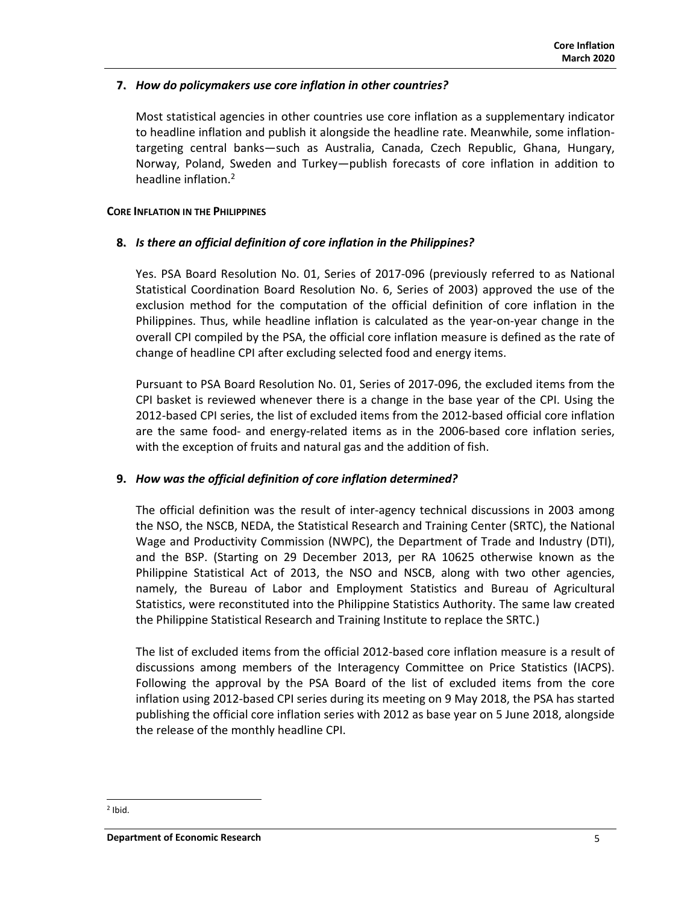**7.** ***How do policymakers use core inflation in other countries?***

Most statistical agencies in other countries use core inflation as a supplementary indicator to headline inflation and publish it alongside the headline rate. Meanwhile, some inflation-targeting central banks—such as Australia, Canada, Czech Republic, Ghana, Hungary, Norway, Poland, Sweden and Turkey—publish forecasts of core inflation in addition to headline inflation.[2]

**CORE INFLATION IN THE PHILIPPINES**

**8.** ***Is there an official definition of core inflation in the Philippines?***

Yes. PSA Board Resolution No. 01, Series of 2017-096 (previously referred to as National Statistical Coordination Board Resolution No. 6, Series of 2003) approved the use of the exclusion method for the computation of the official definition of core inflation in the Philippines. Thus, while headline inflation is calculated as the year-on-year change in the overall CPI compiled by the PSA, the official core inflation measure is defined as the rate of change of headline CPI after excluding selected food and energy items.

Pursuant to PSA Board Resolution No. 01, Series of 2017-096, the excluded items from the CPI basket is reviewed whenever there is a change in the base year of the CPI. Using the 2012-based CPI series, the list of excluded items from the 2012-based official core inflation are the same food- and energy-related items as in the 2006-based core inflation series, with the exception of fruits and natural gas and the addition of fish.

**9.** ***How was the official definition of core inflation determined?***

The official definition was the result of inter-agency technical discussions in 2003 among the NSO, the NSCB, NEDA, the Statistical Research and Training Center (SRTC), the National Wage and Productivity Commission (NWPC), the Department of Trade and Industry (DTI), and the BSP. (Starting on 29 December 2013, per RA 10625 otherwise known as the Philippine Statistical Act of 2013, the NSO and NSCB, along with two other agencies, namely, the Bureau of Labor and Employment Statistics and Bureau of Agricultural Statistics, were reconstituted into the Philippine Statistics Authority. The same law created the Philippine Statistical Research and Training Institute to replace the SRTC.)

The list of excluded items from the official 2012-based core inflation measure is a result of discussions among members of the Interagency Committee on Price Statistics (IACPS). Following the approval by the PSA Board of the list of excluded items from the core inflation using 2012-based CPI series during its meeting on 9 May 2018, the PSA has started publishing the official core inflation series with 2012 as base year on 5 June 2018, alongside the release of the monthly headline CPI.

---

[2] Ibid.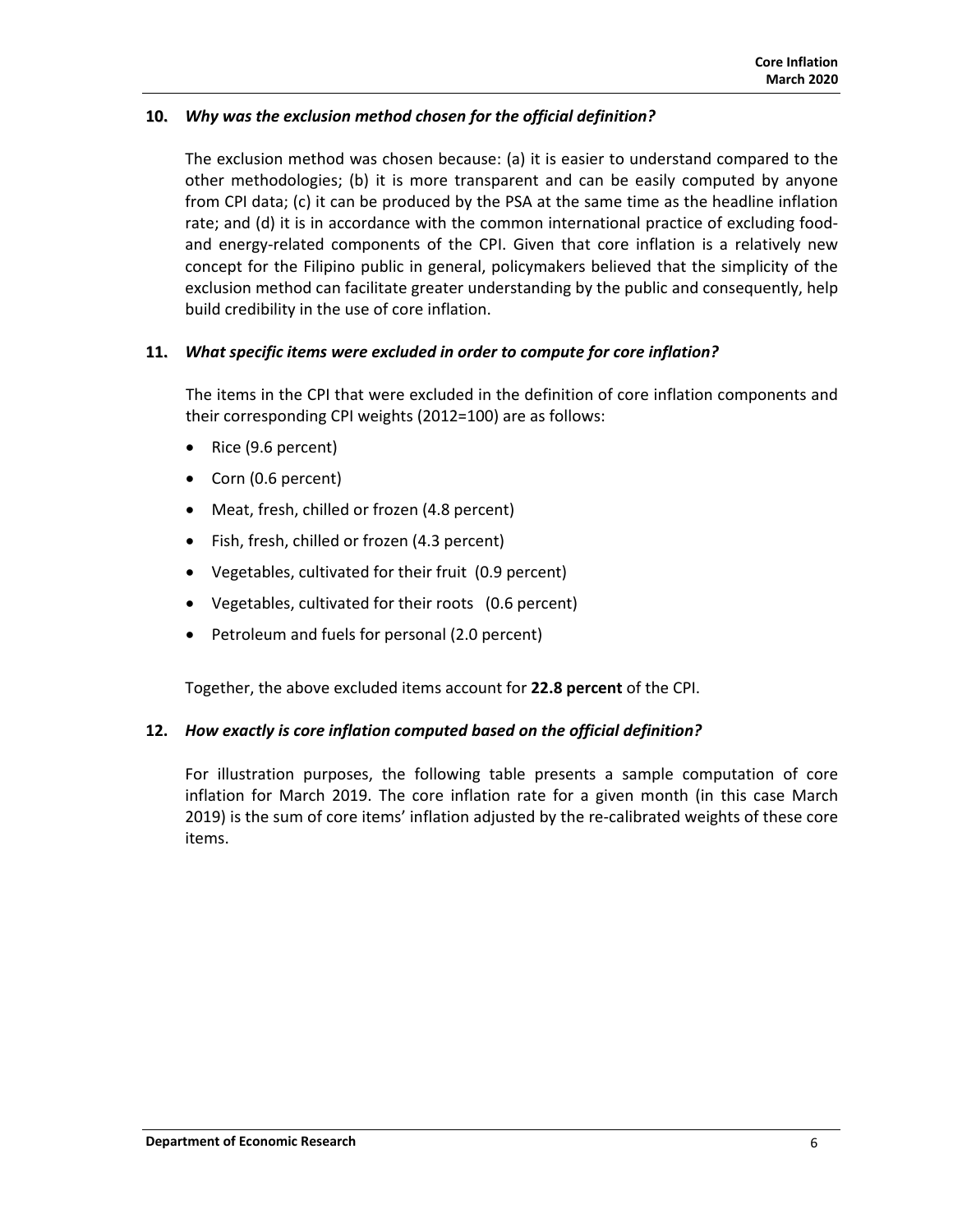**10.** ***Why was the exclusion method chosen for the official definition?***

The exclusion method was chosen because: (a) it is easier to understand compared to the other methodologies; (b) it is more transparent and can be easily computed by anyone from CPI data; (c) it can be produced by the PSA at the same time as the headline inflation rate; and (d) it is in accordance with the common international practice of excluding food- and energy-related components of the CPI. Given that core inflation is a relatively new concept for the Filipino public in general, policymakers believed that the simplicity of the exclusion method can facilitate greater understanding by the public and consequently, help build credibility in the use of core inflation.

**11.** ***What specific items were excluded in order to compute for core inflation?***

The items in the CPI that were excluded in the definition of core inflation components and their corresponding CPI weights (2012=100) are as follows:

- Rice (9.6 percent)
- Corn (0.6 percent)
- Meat, fresh, chilled or frozen (4.8 percent)
- Fish, fresh, chilled or frozen (4.3 percent)
- Vegetables, cultivated for their fruit (0.9 percent)
- Vegetables, cultivated for their roots (0.6 percent)
- Petroleum and fuels for personal (2.0 percent)

Together, the above excluded items account for **22.8 percent** of the CPI.

**12.** ***How exactly is core inflation computed based on the official definition?***

For illustration purposes, the following table presents a sample computation of core inflation for March 2019. The core inflation rate for a given month (in this case March 2019) is the sum of core items' inflation adjusted by the re-calibrated weights of these core items.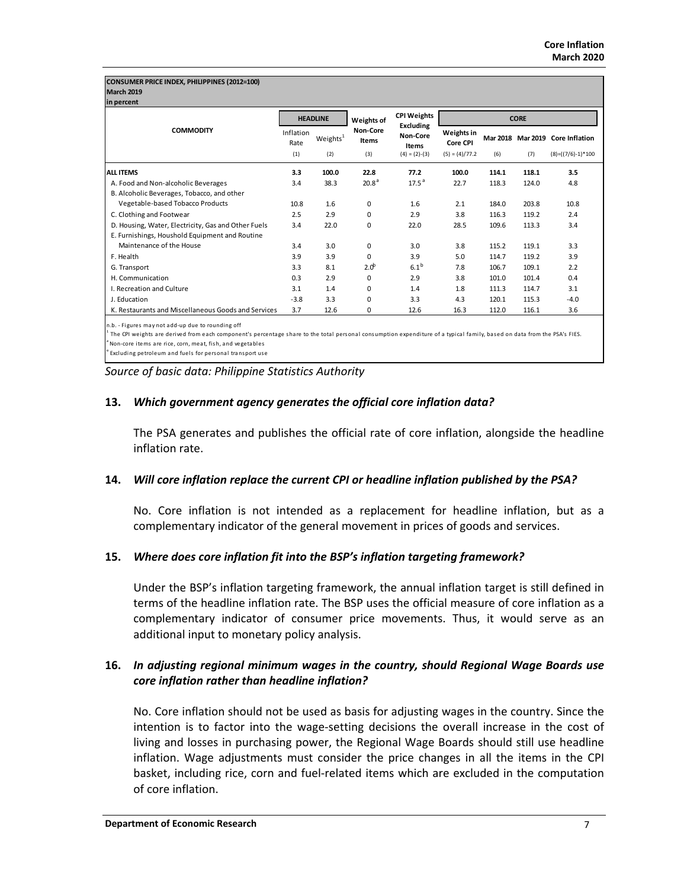**CONSUMER PRICE INDEX, PHILIPPINES (2012=100)**
**March 2019**
**in percent**

| COMMODITY | HEADLINE | | Weights of Non-Core Items | CPI Weights Excluding Non-Core Items | CORE | | | |
|---|---|---|---|---|---|---|---|---|
| | Inflation Rate | Weights[1] | | | Weights in Core CPI | Mar 2018 | Mar 2019 | Core Inflation |
| | (1) | (2) | (3) | (4) = (2)-(3) | (5) = (4)/77.2 | (6) | (7) | (8)=((7/6)-1)*100 |
| **ALL ITEMS** | **3.3** | **100.0** | **22.8** | **77.2** | **100.0** | **114.1** | **118.1** | **3.5** |
| A. Food and Non-alcoholic Beverages | 3.4 | 38.3 | 20.8[a] | 17.5[a] | 22.7 | 118.3 | 124.0 | 4.8 |
| B. Alcoholic Beverages, Tobacco, and other Vegetable-based Tobacco Products | 10.8 | 1.6 | 0 | 1.6 | 2.1 | 184.0 | 203.8 | 10.8 |
| C. Clothing and Footwear | 2.5 | 2.9 | 0 | 2.9 | 3.8 | 116.3 | 119.2 | 2.4 |
| D. Housing, Water, Electricity, Gas and Other Fuels | 3.4 | 22.0 | 0 | 22.0 | 28.5 | 109.6 | 113.3 | 3.4 |
| E. Furnishings, Houshold Equipment and Routine Maintenance of the House | 3.4 | 3.0 | 0 | 3.0 | 3.8 | 115.2 | 119.1 | 3.3 |
| F. Health | 3.9 | 3.9 | 0 | 3.9 | 5.0 | 114.7 | 119.2 | 3.9 |
| G. Transport | 3.3 | 8.1 | 2.0[b] | 6.1[b] | 7.8 | 106.7 | 109.1 | 2.2 |
| H. Communication | 0.3 | 2.9 | 0 | 2.9 | 3.8 | 101.0 | 101.4 | 0.4 |
| I. Recreation and Culture | 3.1 | 1.4 | 0 | 1.4 | 1.8 | 111.3 | 114.7 | 3.1 |
| J. Education | -3.8 | 3.3 | 0 | 3.3 | 4.3 | 120.1 | 115.3 | -4.0 |
| K. Restaurants and Miscellaneous Goods and Services | 3.7 | 12.6 | 0 | 12.6 | 16.3 | 112.0 | 116.1 | 3.6 |

n.b. - Figures may not add-up due to rounding off

[1] The CPI weights are derived from each component's percentage share to the total personal consumption expenditure of a typical family, based on data from the PSA's FIES.

[a] Non-core items are rice, corn, meat, fish, and vegetables

[b] Excluding petroleum and fuels for personal transport use

*Source of basic data: Philippine Statistics Authority*

**13.** ***Which government agency generates the official core inflation data?***

The PSA generates and publishes the official rate of core inflation, alongside the headline inflation rate.

**14.** ***Will core inflation replace the current CPI or headline inflation published by the PSA?***

No. Core inflation is not intended as a replacement for headline inflation, but as a complementary indicator of the general movement in prices of goods and services.

**15.** ***Where does core inflation fit into the BSP's inflation targeting framework?***

Under the BSP's inflation targeting framework, the annual inflation target is still defined in terms of the headline inflation rate. The BSP uses the official measure of core inflation as a complementary indicator of consumer price movements. Thus, it would serve as an additional input to monetary policy analysis.

**16.** ***In adjusting regional minimum wages in the country, should Regional Wage Boards use core inflation rather than headline inflation?***

No. Core inflation should not be used as basis for adjusting wages in the country. Since the intention is to factor into the wage-setting decisions the overall increase in the cost of living and losses in purchasing power, the Regional Wage Boards should still use headline inflation. Wage adjustments must consider the price changes in all the items in the CPI basket, including rice, corn and fuel-related items which are excluded in the computation of core inflation.